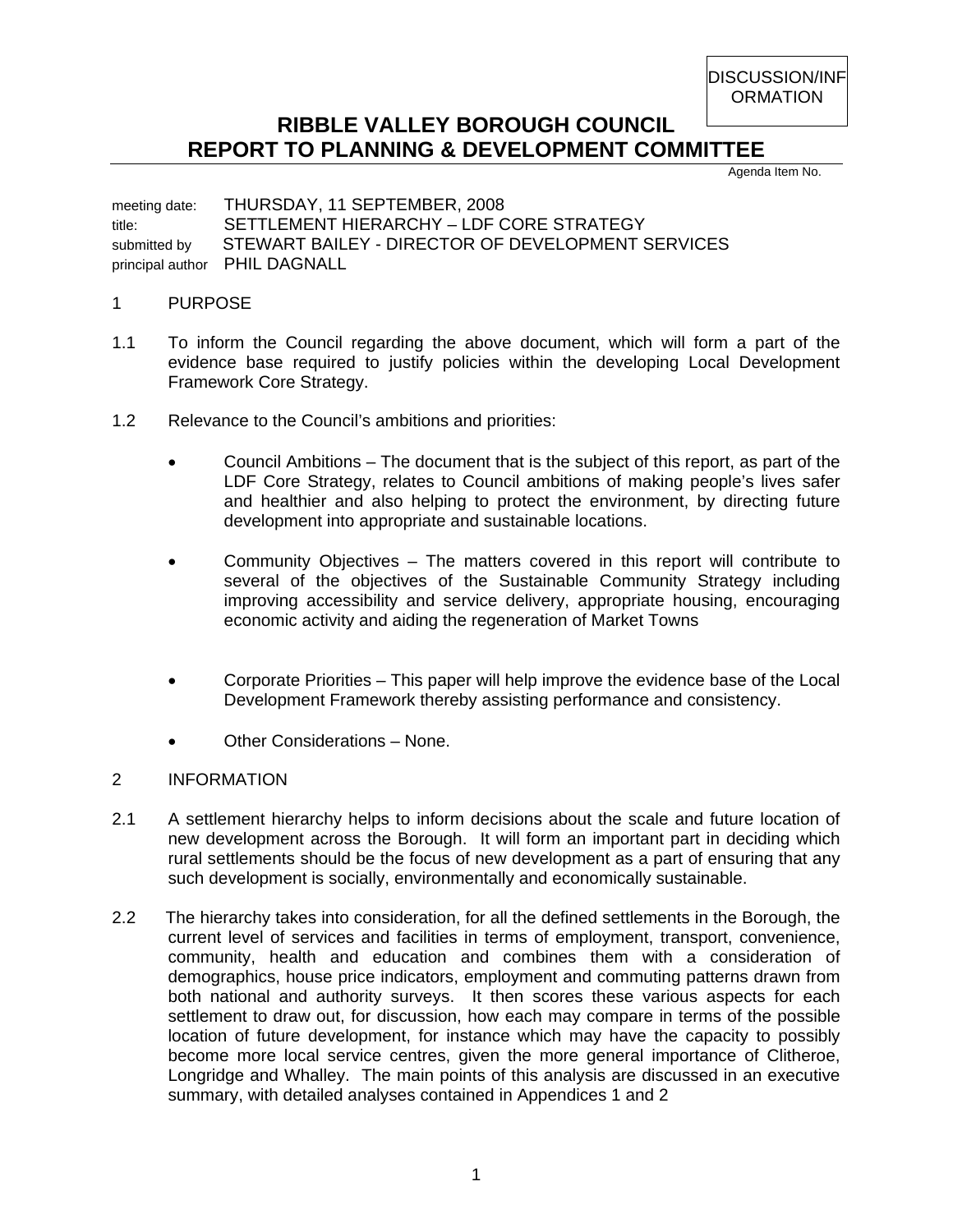DISCUSSION/INFORMATION

# RIBBLE VALLEY BOROUGH COUNCIL
# REPORT TO PLANNING & DEVELOPMENT COMMITTEE

Agenda Item No.

meeting date: THURSDAY, 11 SEPTEMBER, 2008
title: SETTLEMENT HIERARCHY – LDF CORE STRATEGY
submitted by STEWART BAILEY - DIRECTOR OF DEVELOPMENT SERVICES
principal author PHIL DAGNALL

## 1 PURPOSE

1.1 To inform the Council regarding the above document, which will form a part of the evidence base required to justify policies within the developing Local Development Framework Core Strategy.

1.2 Relevance to the Council's ambitions and priorities:

- Council Ambitions – The document that is the subject of this report, as part of the LDF Core Strategy, relates to Council ambitions of making people's lives safer and healthier and also helping to protect the environment, by directing future development into appropriate and sustainable locations.

- Community Objectives – The matters covered in this report will contribute to several of the objectives of the Sustainable Community Strategy including improving accessibility and service delivery, appropriate housing, encouraging economic activity and aiding the regeneration of Market Towns

- Corporate Priorities – This paper will help improve the evidence base of the Local Development Framework thereby assisting performance and consistency.

- Other Considerations – None.

## 2 INFORMATION

2.1 A settlement hierarchy helps to inform decisions about the scale and future location of new development across the Borough. It will form an important part in deciding which rural settlements should be the focus of new development as a part of ensuring that any such development is socially, environmentally and economically sustainable.

2.2 The hierarchy takes into consideration, for all the defined settlements in the Borough, the current level of services and facilities in terms of employment, transport, convenience, community, health and education and combines them with a consideration of demographics, house price indicators, employment and commuting patterns drawn from both national and authority surveys. It then scores these various aspects for each settlement to draw out, for discussion, how each may compare in terms of the possible location of future development, for instance which may have the capacity to possibly become more local service centres, given the more general importance of Clitheroe, Longridge and Whalley. The main points of this analysis are discussed in an executive summary, with detailed analyses contained in Appendices 1 and 2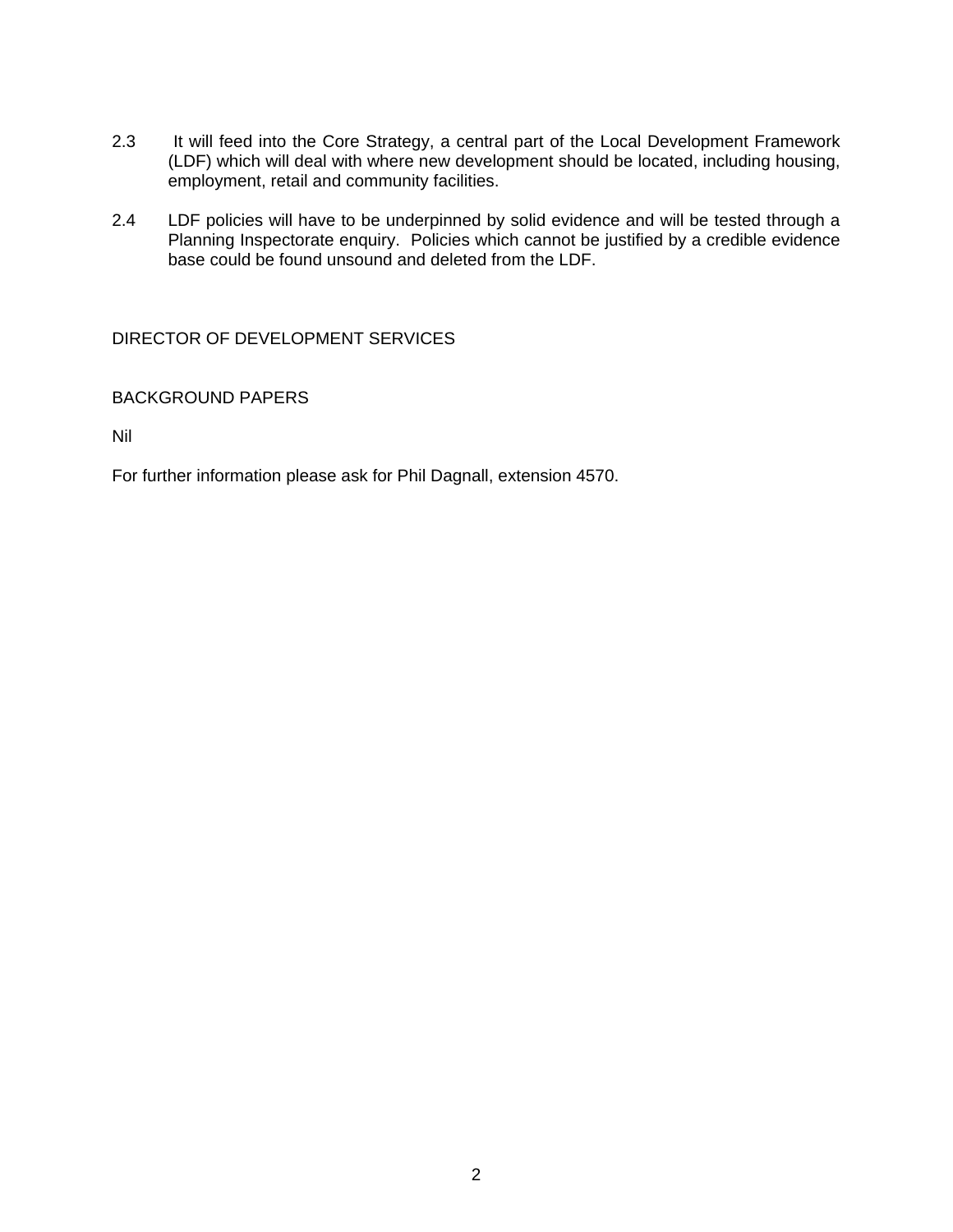2.3 It will feed into the Core Strategy, a central part of the Local Development Framework (LDF) which will deal with where new development should be located, including housing, employment, retail and community facilities.

2.4 LDF policies will have to be underpinned by solid evidence and will be tested through a Planning Inspectorate enquiry. Policies which cannot be justified by a credible evidence base could be found unsound and deleted from the LDF.

DIRECTOR OF DEVELOPMENT SERVICES

BACKGROUND PAPERS

Nil

For further information please ask for Phil Dagnall, extension 4570.